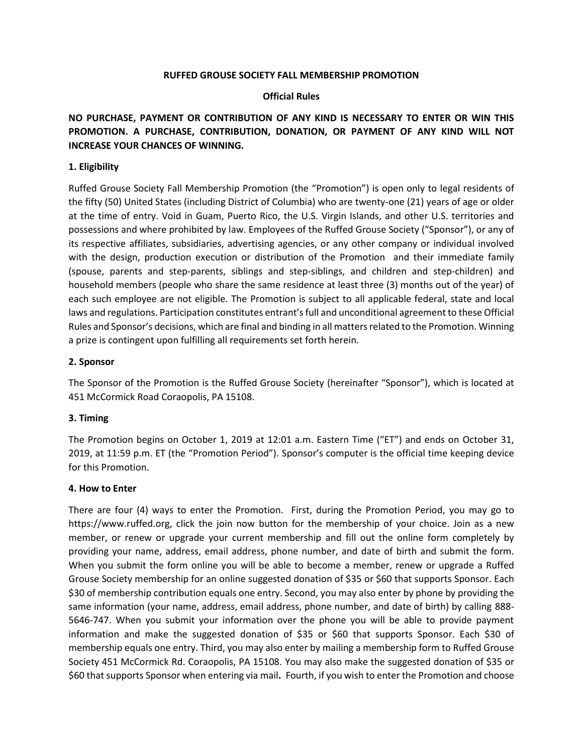**RUFFED GROUSE SOCIETY FALL MEMBERSHIP PROMOTION**

**Official Rules**

**NO PURCHASE, PAYMENT OR CONTRIBUTION OF ANY KIND IS NECESSARY TO ENTER OR WIN THIS PROMOTION. A PURCHASE, CONTRIBUTION, DONATION, OR PAYMENT OF ANY KIND WILL NOT INCREASE YOUR CHANCES OF WINNING.**

## 1. Eligibility

Ruffed Grouse Society Fall Membership Promotion (the "Promotion") is open only to legal residents of the fifty (50) United States (including District of Columbia) who are twenty-one (21) years of age or older at the time of entry. Void in Guam, Puerto Rico, the U.S. Virgin Islands, and other U.S. territories and possessions and where prohibited by law. Employees of the Ruffed Grouse Society ("Sponsor"), or any of its respective affiliates, subsidiaries, advertising agencies, or any other company or individual involved with the design, production execution or distribution of the Promotion and their immediate family (spouse, parents and step-parents, siblings and step-siblings, and children and step-children) and household members (people who share the same residence at least three (3) months out of the year) of each such employee are not eligible. The Promotion is subject to all applicable federal, state and local laws and regulations. Participation constitutes entrant's full and unconditional agreement to these Official Rules and Sponsor's decisions, which are final and binding in all matters related to the Promotion. Winning a prize is contingent upon fulfilling all requirements set forth herein.

## 2. Sponsor

The Sponsor of the Promotion is the Ruffed Grouse Society (hereinafter "Sponsor"), which is located at 451 McCormick Road Coraopolis, PA 15108.

## 3. Timing

The Promotion begins on October 1, 2019 at 12:01 a.m. Eastern Time ("ET") and ends on October 31, 2019, at 11:59 p.m. ET (the "Promotion Period"). Sponsor's computer is the official time keeping device for this Promotion.

## 4. How to Enter

There are four (4) ways to enter the Promotion. First, during the Promotion Period, you may go to https://www.ruffed.org, click the join now button for the membership of your choice. Join as a new member, or renew or upgrade your current membership and fill out the online form completely by providing your name, address, email address, phone number, and date of birth and submit the form. When you submit the form online you will be able to become a member, renew or upgrade a Ruffed Grouse Society membership for an online suggested donation of $35 or $60 that supports Sponsor. Each $30 of membership contribution equals one entry. Second, you may also enter by phone by providing the same information (your name, address, email address, phone number, and date of birth) by calling 888-5646-747. When you submit your information over the phone you will be able to provide payment information and make the suggested donation of $35 or $60 that supports Sponsor. Each $30 of membership equals one entry. Third, you may also enter by mailing a membership form to Ruffed Grouse Society 451 McCormick Rd. Coraopolis, PA 15108. You may also make the suggested donation of $35 or $60 that supports Sponsor when entering via mail**.** Fourth, if you wish to enter the Promotion and choose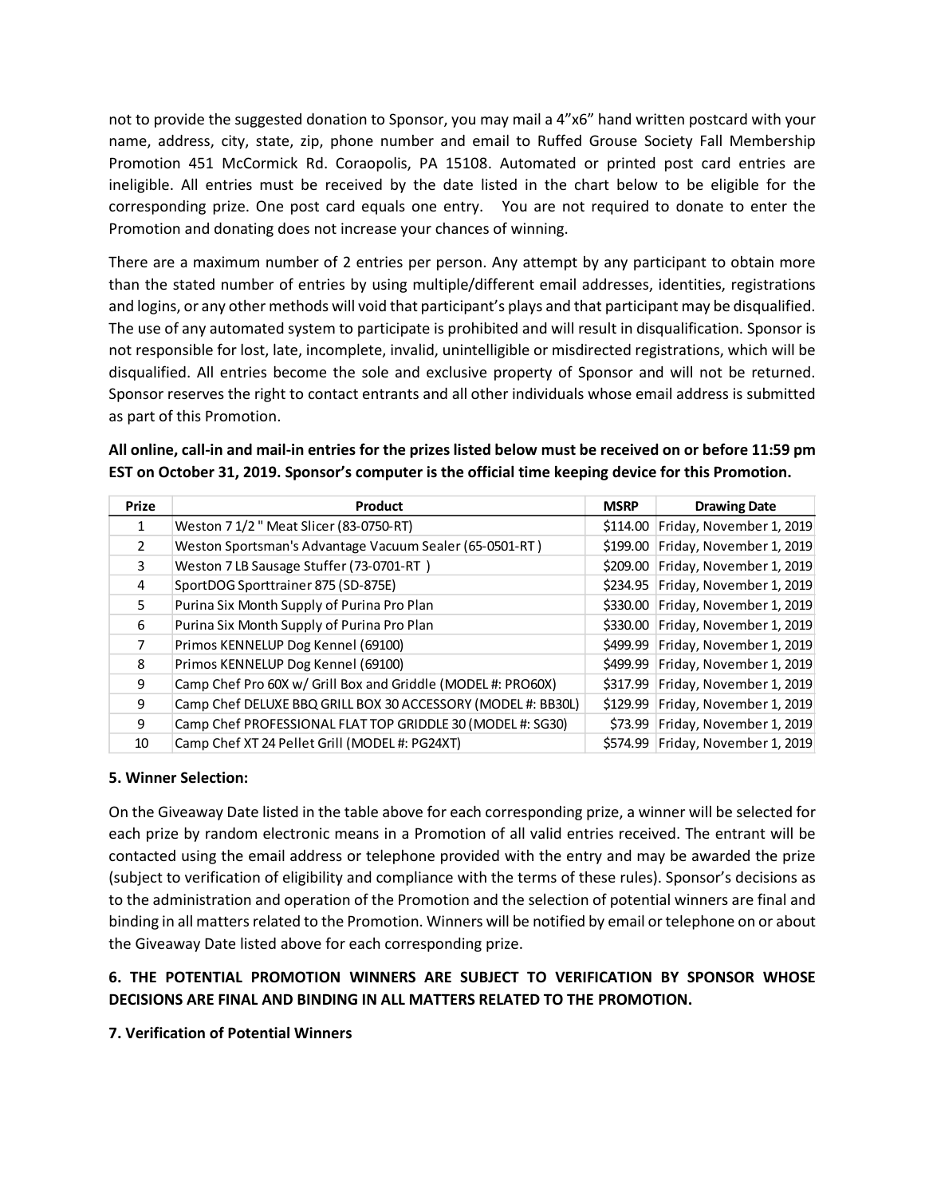not to provide the suggested donation to Sponsor, you may mail a 4"x6" hand written postcard with your name, address, city, state, zip, phone number and email to Ruffed Grouse Society Fall Membership Promotion 451 McCormick Rd. Coraopolis, PA 15108. Automated or printed post card entries are ineligible. All entries must be received by the date listed in the chart below to be eligible for the corresponding prize. One post card equals one entry. You are not required to donate to enter the Promotion and donating does not increase your chances of winning.

There are a maximum number of 2 entries per person. Any attempt by any participant to obtain more than the stated number of entries by using multiple/different email addresses, identities, registrations and logins, or any other methods will void that participant's plays and that participant may be disqualified. The use of any automated system to participate is prohibited and will result in disqualification. Sponsor is not responsible for lost, late, incomplete, invalid, unintelligible or misdirected registrations, which will be disqualified. All entries become the sole and exclusive property of Sponsor and will not be returned. Sponsor reserves the right to contact entrants and all other individuals whose email address is submitted as part of this Promotion.

**All online, call-in and mail-in entries for the prizes listed below must be received on or before 11:59 pm EST on October 31, 2019. Sponsor's computer is the official time keeping device for this Promotion.**

| Prize | Product | MSRP | Drawing Date |
|---|---|---|---|
| 1 | Weston 7 1/2 " Meat Slicer (83-0750-RT) | $114.00 | Friday, November 1, 2019 |
| 2 | Weston Sportsman's Advantage Vacuum Sealer (65-0501-RT ) | $199.00 | Friday, November 1, 2019 |
| 3 | Weston 7 LB Sausage Stuffer (73-0701-RT ) | $209.00 | Friday, November 1, 2019 |
| 4 | SportDOG Sporttrainer 875 (SD-875E) | $234.95 | Friday, November 1, 2019 |
| 5 | Purina Six Month Supply of Purina Pro Plan | $330.00 | Friday, November 1, 2019 |
| 6 | Purina Six Month Supply of Purina Pro Plan | $330.00 | Friday, November 1, 2019 |
| 7 | Primos KENNELUP Dog Kennel (69100) | $499.99 | Friday, November 1, 2019 |
| 8 | Primos KENNELUP Dog Kennel (69100) | $499.99 | Friday, November 1, 2019 |
| 9 | Camp Chef Pro 60X w/ Grill Box and Griddle (MODEL #: PRO60X) | $317.99 | Friday, November 1, 2019 |
| 9 | Camp Chef DELUXE BBQ GRILL BOX 30 ACCESSORY (MODEL #: BB30L) | $129.99 | Friday, November 1, 2019 |
| 9 | Camp Chef PROFESSIONAL FLAT TOP GRIDDLE 30 (MODEL #: SG30) | $73.99 | Friday, November 1, 2019 |
| 10 | Camp Chef XT 24 Pellet Grill (MODEL #: PG24XT) | $574.99 | Friday, November 1, 2019 |

**5. Winner Selection:**

On the Giveaway Date listed in the table above for each corresponding prize, a winner will be selected for each prize by random electronic means in a Promotion of all valid entries received. The entrant will be contacted using the email address or telephone provided with the entry and may be awarded the prize (subject to verification of eligibility and compliance with the terms of these rules). Sponsor's decisions as to the administration and operation of the Promotion and the selection of potential winners are final and binding in all matters related to the Promotion. Winners will be notified by email or telephone on or about the Giveaway Date listed above for each corresponding prize.

**6. THE POTENTIAL PROMOTION WINNERS ARE SUBJECT TO VERIFICATION BY SPONSOR WHOSE DECISIONS ARE FINAL AND BINDING IN ALL MATTERS RELATED TO THE PROMOTION.**

**7. Verification of Potential Winners**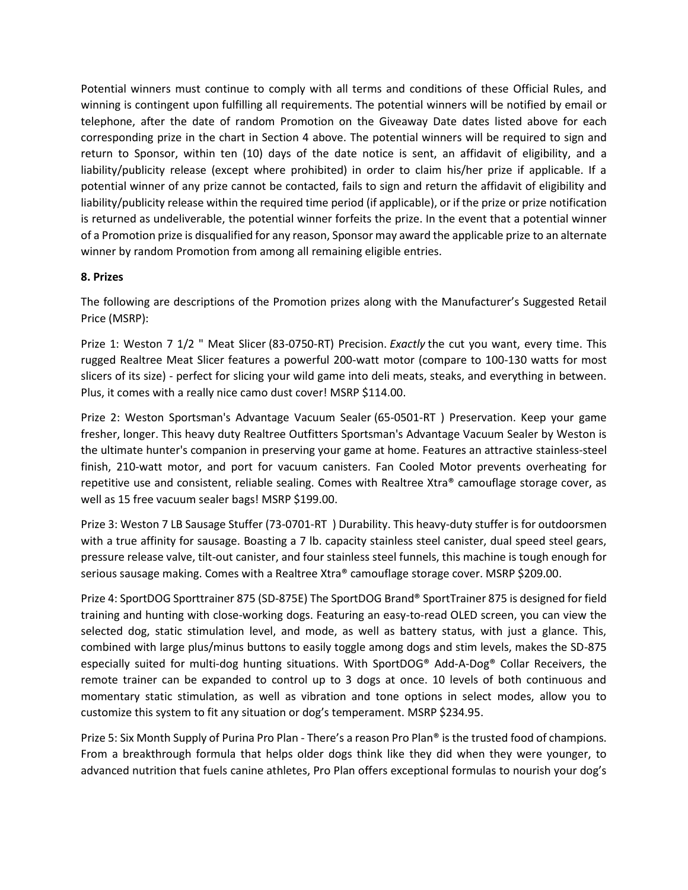Potential winners must continue to comply with all terms and conditions of these Official Rules, and winning is contingent upon fulfilling all requirements. The potential winners will be notified by email or telephone, after the date of random Promotion on the Giveaway Date dates listed above for each corresponding prize in the chart in Section 4 above. The potential winners will be required to sign and return to Sponsor, within ten (10) days of the date notice is sent, an affidavit of eligibility, and a liability/publicity release (except where prohibited) in order to claim his/her prize if applicable. If a potential winner of any prize cannot be contacted, fails to sign and return the affidavit of eligibility and liability/publicity release within the required time period (if applicable), or if the prize or prize notification is returned as undeliverable, the potential winner forfeits the prize. In the event that a potential winner of a Promotion prize is disqualified for any reason, Sponsor may award the applicable prize to an alternate winner by random Promotion from among all remaining eligible entries.

**8. Prizes**

The following are descriptions of the Promotion prizes along with the Manufacturer's Suggested Retail Price (MSRP):

Prize 1: Weston 7 1/2 " Meat Slicer (83-0750-RT) Precision. *Exactly* the cut you want, every time. This rugged Realtree Meat Slicer features a powerful 200-watt motor (compare to 100-130 watts for most slicers of its size) - perfect for slicing your wild game into deli meats, steaks, and everything in between. Plus, it comes with a really nice camo dust cover! MSRP $114.00.

Prize 2: Weston Sportsman's Advantage Vacuum Sealer (65-0501-RT ) Preservation. Keep your game fresher, longer. This heavy duty Realtree Outfitters Sportsman's Advantage Vacuum Sealer by Weston is the ultimate hunter's companion in preserving your game at home. Features an attractive stainless-steel finish, 210-watt motor, and port for vacuum canisters. Fan Cooled Motor prevents overheating for repetitive use and consistent, reliable sealing. Comes with Realtree Xtra® camouflage storage cover, as well as 15 free vacuum sealer bags! MSRP $199.00.

Prize 3: Weston 7 LB Sausage Stuffer (73-0701-RT ) Durability. This heavy-duty stuffer is for outdoorsmen with a true affinity for sausage. Boasting a 7 lb. capacity stainless steel canister, dual speed steel gears, pressure release valve, tilt-out canister, and four stainless steel funnels, this machine is tough enough for serious sausage making. Comes with a Realtree Xtra® camouflage storage cover. MSRP $209.00.

Prize 4: SportDOG Sporttrainer 875 (SD-875E) The SportDOG Brand® SportTrainer 875 is designed for field training and hunting with close-working dogs. Featuring an easy-to-read OLED screen, you can view the selected dog, static stimulation level, and mode, as well as battery status, with just a glance. This, combined with large plus/minus buttons to easily toggle among dogs and stim levels, makes the SD-875 especially suited for multi-dog hunting situations. With SportDOG® Add-A-Dog® Collar Receivers, the remote trainer can be expanded to control up to 3 dogs at once. 10 levels of both continuous and momentary static stimulation, as well as vibration and tone options in select modes, allow you to customize this system to fit any situation or dog's temperament. MSRP $234.95.

Prize 5: Six Month Supply of Purina Pro Plan - There's a reason Pro Plan® is the trusted food of champions. From a breakthrough formula that helps older dogs think like they did when they were younger, to advanced nutrition that fuels canine athletes, Pro Plan offers exceptional formulas to nourish your dog's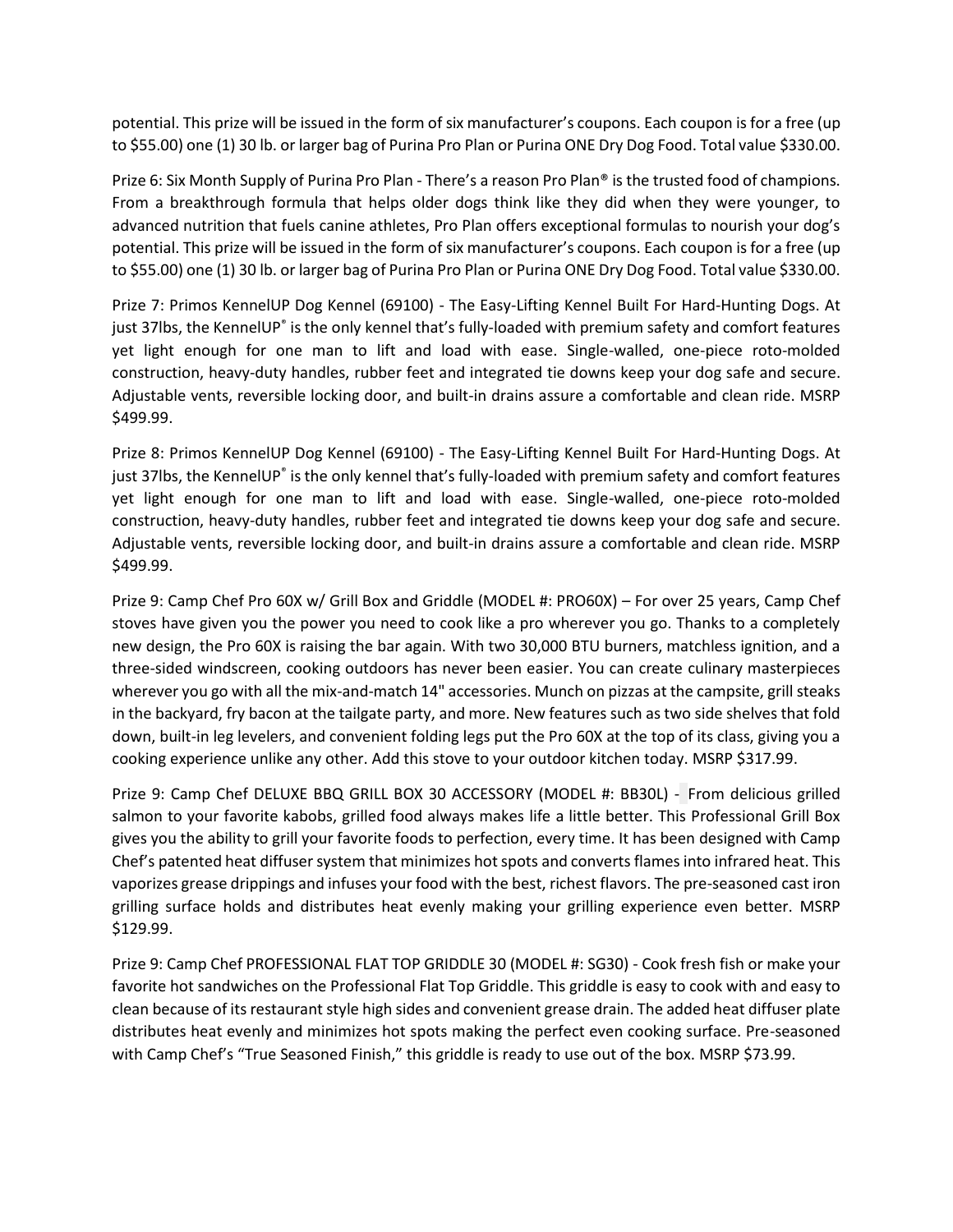potential. This prize will be issued in the form of six manufacturer's coupons. Each coupon is for a free (up to $55.00) one (1) 30 lb. or larger bag of Purina Pro Plan or Purina ONE Dry Dog Food. Total value $330.00.

Prize 6: Six Month Supply of Purina Pro Plan - There's a reason Pro Plan® is the trusted food of champions. From a breakthrough formula that helps older dogs think like they did when they were younger, to advanced nutrition that fuels canine athletes, Pro Plan offers exceptional formulas to nourish your dog's potential. This prize will be issued in the form of six manufacturer's coupons. Each coupon is for a free (up to $55.00) one (1) 30 lb. or larger bag of Purina Pro Plan or Purina ONE Dry Dog Food. Total value $330.00.

Prize 7: Primos KennelUP Dog Kennel (69100) - The Easy-Lifting Kennel Built For Hard-Hunting Dogs. At just 37lbs, the KennelUP® is the only kennel that's fully-loaded with premium safety and comfort features yet light enough for one man to lift and load with ease. Single-walled, one-piece roto-molded construction, heavy-duty handles, rubber feet and integrated tie downs keep your dog safe and secure. Adjustable vents, reversible locking door, and built-in drains assure a comfortable and clean ride. MSRP $499.99.

Prize 8: Primos KennelUP Dog Kennel (69100) - The Easy-Lifting Kennel Built For Hard-Hunting Dogs. At just 37lbs, the KennelUP® is the only kennel that's fully-loaded with premium safety and comfort features yet light enough for one man to lift and load with ease. Single-walled, one-piece roto-molded construction, heavy-duty handles, rubber feet and integrated tie downs keep your dog safe and secure. Adjustable vents, reversible locking door, and built-in drains assure a comfortable and clean ride. MSRP $499.99.

Prize 9: Camp Chef Pro 60X w/ Grill Box and Griddle (MODEL #: PRO60X) – For over 25 years, Camp Chef stoves have given you the power you need to cook like a pro wherever you go. Thanks to a completely new design, the Pro 60X is raising the bar again. With two 30,000 BTU burners, matchless ignition, and a three-sided windscreen, cooking outdoors has never been easier. You can create culinary masterpieces wherever you go with all the mix-and-match 14" accessories. Munch on pizzas at the campsite, grill steaks in the backyard, fry bacon at the tailgate party, and more. New features such as two side shelves that fold down, built-in leg levelers, and convenient folding legs put the Pro 60X at the top of its class, giving you a cooking experience unlike any other. Add this stove to your outdoor kitchen today. MSRP $317.99.

Prize 9: Camp Chef DELUXE BBQ GRILL BOX 30 ACCESSORY (MODEL #: BB30L) - From delicious grilled salmon to your favorite kabobs, grilled food always makes life a little better. This Professional Grill Box gives you the ability to grill your favorite foods to perfection, every time. It has been designed with Camp Chef's patented heat diffuser system that minimizes hot spots and converts flames into infrared heat. This vaporizes grease drippings and infuses your food with the best, richest flavors. The pre-seasoned cast iron grilling surface holds and distributes heat evenly making your grilling experience even better. MSRP $129.99.

Prize 9: Camp Chef PROFESSIONAL FLAT TOP GRIDDLE 30 (MODEL #: SG30) - Cook fresh fish or make your favorite hot sandwiches on the Professional Flat Top Griddle. This griddle is easy to cook with and easy to clean because of its restaurant style high sides and convenient grease drain. The added heat diffuser plate distributes heat evenly and minimizes hot spots making the perfect even cooking surface. Pre-seasoned with Camp Chef's "True Seasoned Finish," this griddle is ready to use out of the box. MSRP $73.99.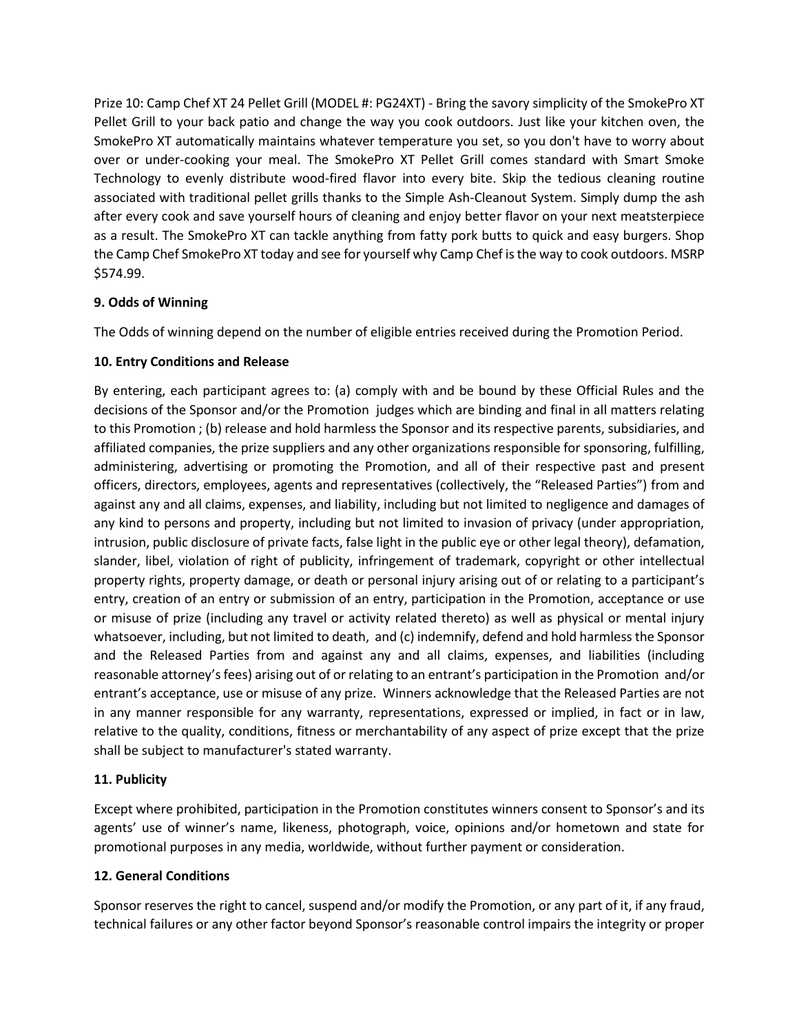Prize 10: Camp Chef XT 24 Pellet Grill (MODEL #: PG24XT) - Bring the savory simplicity of the SmokePro XT Pellet Grill to your back patio and change the way you cook outdoors. Just like your kitchen oven, the SmokePro XT automatically maintains whatever temperature you set, so you don't have to worry about over or under-cooking your meal. The SmokePro XT Pellet Grill comes standard with Smart Smoke Technology to evenly distribute wood-fired flavor into every bite. Skip the tedious cleaning routine associated with traditional pellet grills thanks to the Simple Ash-Cleanout System. Simply dump the ash after every cook and save yourself hours of cleaning and enjoy better flavor on your next meatsterpiece as a result. The SmokePro XT can tackle anything from fatty pork butts to quick and easy burgers. Shop the Camp Chef SmokePro XT today and see for yourself why Camp Chef is the way to cook outdoors. MSRP $574.99.

**9. Odds of Winning**

The Odds of winning depend on the number of eligible entries received during the Promotion Period.

**10. Entry Conditions and Release**

By entering, each participant agrees to: (a) comply with and be bound by these Official Rules and the decisions of the Sponsor and/or the Promotion judges which are binding and final in all matters relating to this Promotion ; (b) release and hold harmless the Sponsor and its respective parents, subsidiaries, and affiliated companies, the prize suppliers and any other organizations responsible for sponsoring, fulfilling, administering, advertising or promoting the Promotion, and all of their respective past and present officers, directors, employees, agents and representatives (collectively, the "Released Parties") from and against any and all claims, expenses, and liability, including but not limited to negligence and damages of any kind to persons and property, including but not limited to invasion of privacy (under appropriation, intrusion, public disclosure of private facts, false light in the public eye or other legal theory), defamation, slander, libel, violation of right of publicity, infringement of trademark, copyright or other intellectual property rights, property damage, or death or personal injury arising out of or relating to a participant's entry, creation of an entry or submission of an entry, participation in the Promotion, acceptance or use or misuse of prize (including any travel or activity related thereto) as well as physical or mental injury whatsoever, including, but not limited to death, and (c) indemnify, defend and hold harmless the Sponsor and the Released Parties from and against any and all claims, expenses, and liabilities (including reasonable attorney's fees) arising out of or relating to an entrant's participation in the Promotion and/or entrant's acceptance, use or misuse of any prize. Winners acknowledge that the Released Parties are not in any manner responsible for any warranty, representations, expressed or implied, in fact or in law, relative to the quality, conditions, fitness or merchantability of any aspect of prize except that the prize shall be subject to manufacturer's stated warranty.

**11. Publicity**

Except where prohibited, participation in the Promotion constitutes winners consent to Sponsor's and its agents' use of winner's name, likeness, photograph, voice, opinions and/or hometown and state for promotional purposes in any media, worldwide, without further payment or consideration.

**12. General Conditions**

Sponsor reserves the right to cancel, suspend and/or modify the Promotion, or any part of it, if any fraud, technical failures or any other factor beyond Sponsor's reasonable control impairs the integrity or proper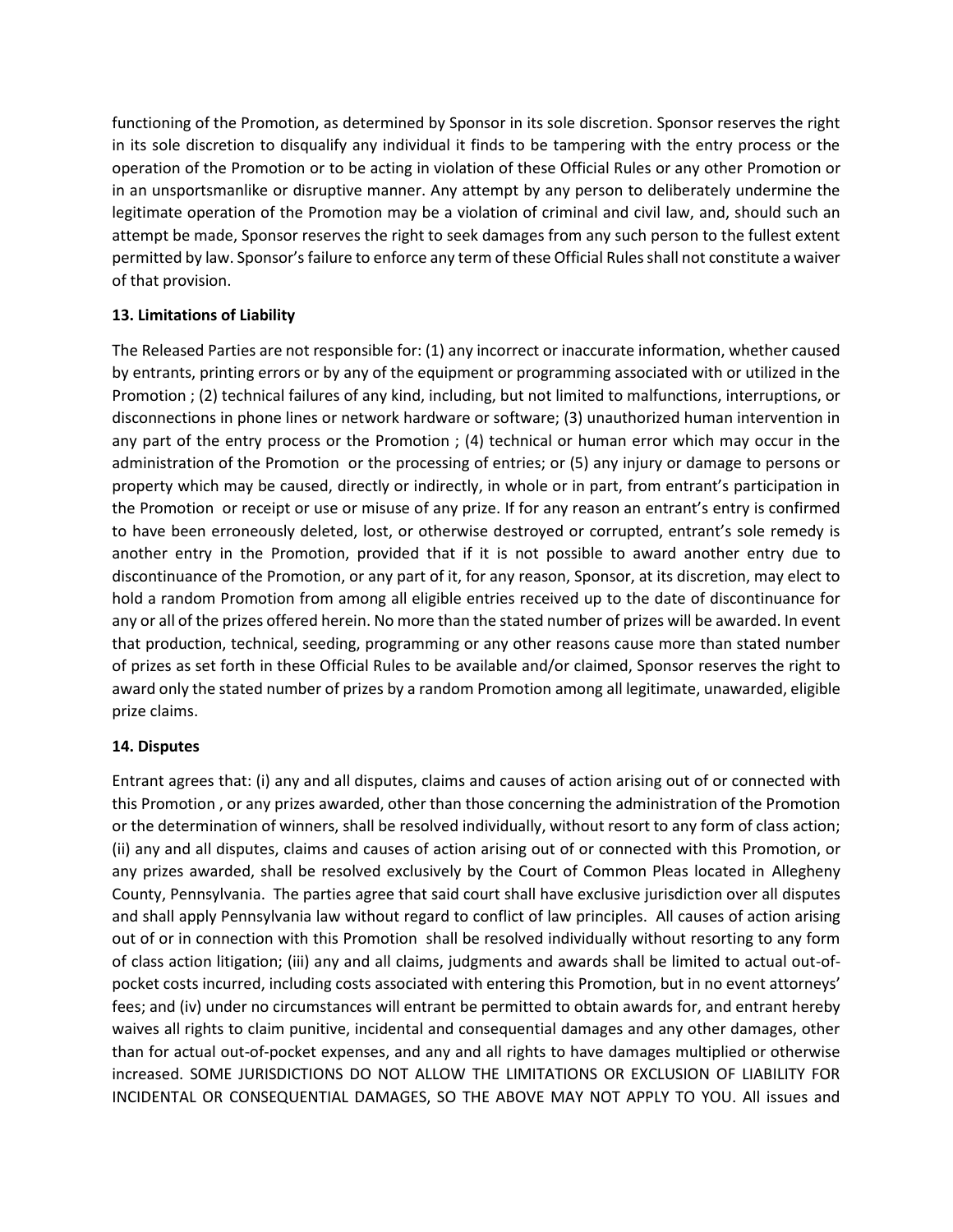functioning of the Promotion, as determined by Sponsor in its sole discretion. Sponsor reserves the right in its sole discretion to disqualify any individual it finds to be tampering with the entry process or the operation of the Promotion or to be acting in violation of these Official Rules or any other Promotion or in an unsportsmanlike or disruptive manner. Any attempt by any person to deliberately undermine the legitimate operation of the Promotion may be a violation of criminal and civil law, and, should such an attempt be made, Sponsor reserves the right to seek damages from any such person to the fullest extent permitted by law. Sponsor's failure to enforce any term of these Official Rules shall not constitute a waiver of that provision.

**13. Limitations of Liability**

The Released Parties are not responsible for: (1) any incorrect or inaccurate information, whether caused by entrants, printing errors or by any of the equipment or programming associated with or utilized in the Promotion ; (2) technical failures of any kind, including, but not limited to malfunctions, interruptions, or disconnections in phone lines or network hardware or software; (3) unauthorized human intervention in any part of the entry process or the Promotion ; (4) technical or human error which may occur in the administration of the Promotion or the processing of entries; or (5) any injury or damage to persons or property which may be caused, directly or indirectly, in whole or in part, from entrant's participation in the Promotion or receipt or use or misuse of any prize. If for any reason an entrant's entry is confirmed to have been erroneously deleted, lost, or otherwise destroyed or corrupted, entrant's sole remedy is another entry in the Promotion, provided that if it is not possible to award another entry due to discontinuance of the Promotion, or any part of it, for any reason, Sponsor, at its discretion, may elect to hold a random Promotion from among all eligible entries received up to the date of discontinuance for any or all of the prizes offered herein. No more than the stated number of prizes will be awarded. In event that production, technical, seeding, programming or any other reasons cause more than stated number of prizes as set forth in these Official Rules to be available and/or claimed, Sponsor reserves the right to award only the stated number of prizes by a random Promotion among all legitimate, unawarded, eligible prize claims.

**14. Disputes**

Entrant agrees that: (i) any and all disputes, claims and causes of action arising out of or connected with this Promotion , or any prizes awarded, other than those concerning the administration of the Promotion or the determination of winners, shall be resolved individually, without resort to any form of class action; (ii) any and all disputes, claims and causes of action arising out of or connected with this Promotion, or any prizes awarded, shall be resolved exclusively by the Court of Common Pleas located in Allegheny County, Pennsylvania. The parties agree that said court shall have exclusive jurisdiction over all disputes and shall apply Pennsylvania law without regard to conflict of law principles. All causes of action arising out of or in connection with this Promotion shall be resolved individually without resorting to any form of class action litigation; (iii) any and all claims, judgments and awards shall be limited to actual out-of-pocket costs incurred, including costs associated with entering this Promotion, but in no event attorneys' fees; and (iv) under no circumstances will entrant be permitted to obtain awards for, and entrant hereby waives all rights to claim punitive, incidental and consequential damages and any other damages, other than for actual out-of-pocket expenses, and any and all rights to have damages multiplied or otherwise increased. SOME JURISDICTIONS DO NOT ALLOW THE LIMITATIONS OR EXCLUSION OF LIABILITY FOR INCIDENTAL OR CONSEQUENTIAL DAMAGES, SO THE ABOVE MAY NOT APPLY TO YOU. All issues and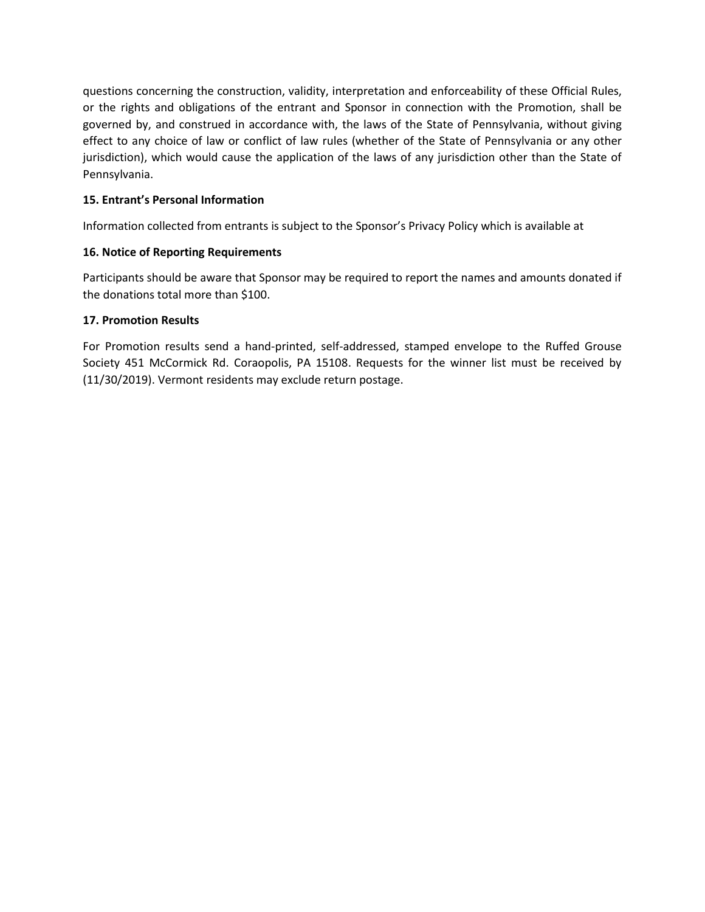questions concerning the construction, validity, interpretation and enforceability of these Official Rules, or the rights and obligations of the entrant and Sponsor in connection with the Promotion, shall be governed by, and construed in accordance with, the laws of the State of Pennsylvania, without giving effect to any choice of law or conflict of law rules (whether of the State of Pennsylvania or any other jurisdiction), which would cause the application of the laws of any jurisdiction other than the State of Pennsylvania.

**15. Entrant's Personal Information**

Information collected from entrants is subject to the Sponsor's Privacy Policy which is available at

**16. Notice of Reporting Requirements**

Participants should be aware that Sponsor may be required to report the names and amounts donated if the donations total more than $100.

**17. Promotion Results**

For Promotion results send a hand-printed, self-addressed, stamped envelope to the Ruffed Grouse Society 451 McCormick Rd. Coraopolis, PA 15108. Requests for the winner list must be received by (11/30/2019). Vermont residents may exclude return postage.